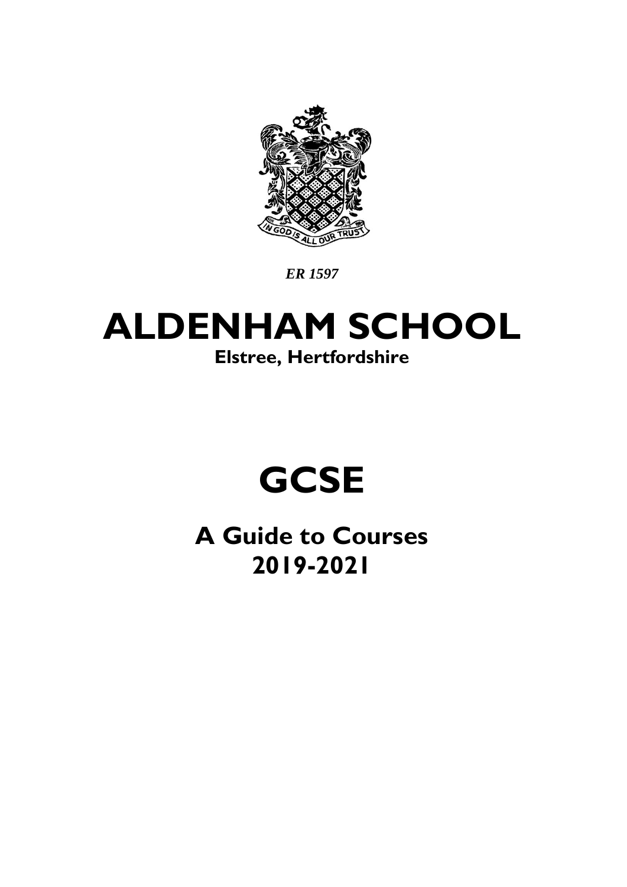*ER 1597*

# ALDENHAM SCHOOL

**Elstree, Hertfordshire**

# GCSE

## A Guide to Courses
## 2019-2021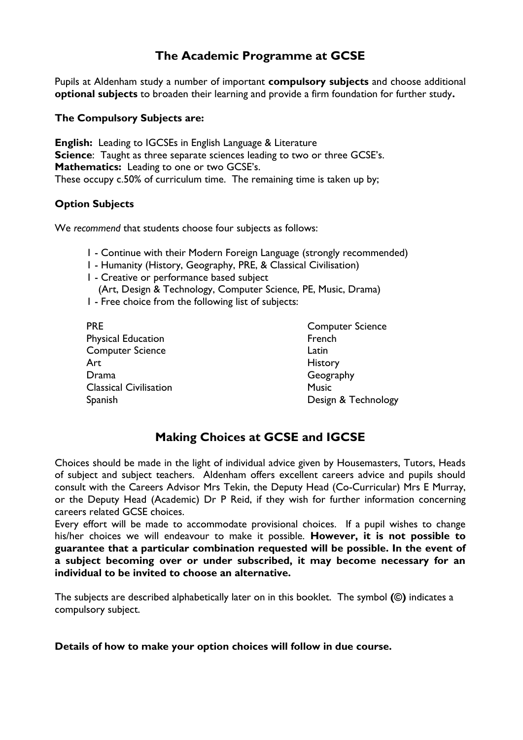## The Academic Programme at GCSE

Pupils at Aldenham study a number of important **compulsory subjects** and choose additional **optional subjects** to broaden their learning and provide a firm foundation for further study**.**

### The Compulsory Subjects are:

**English:** Leading to IGCSEs in English Language & Literature
**Science**: Taught as three separate sciences leading to two or three GCSE's.
**Mathematics:** Leading to one or two GCSE's.
These occupy c.50% of curriculum time. The remaining time is taken up by;

### Option Subjects

We *recommend* that students choose four subjects as follows:

- 1 - Continue with their Modern Foreign Language (strongly recommended)
- 1 - Humanity (History, Geography, PRE, & Classical Civilisation)
- 1 - Creative or performance based subject
  (Art, Design & Technology, Computer Science, PE, Music, Drama)
- 1 - Free choice from the following list of subjects:

| | |
|---|---|
| PRE | Computer Science |
| Physical Education | French |
| Computer Science | Latin |
| Art | History |
| Drama | Geography |
| Classical Civilisation | Music |
| Spanish | Design & Technology |

## Making Choices at GCSE and IGCSE

Choices should be made in the light of individual advice given by Housemasters, Tutors, Heads of subject and subject teachers. Aldenham offers excellent careers advice and pupils should consult with the Careers Advisor Mrs Tekin, the Deputy Head (Co-Curricular) Mrs E Murray, or the Deputy Head (Academic) Dr P Reid, if they wish for further information concerning careers related GCSE choices.
Every effort will be made to accommodate provisional choices. If a pupil wishes to change his/her choices we will endeavour to make it possible. **However, it is not possible to guarantee that a particular combination requested will be possible. In the event of a subject becoming over or under subscribed, it may become necessary for an individual to be invited to choose an alternative.**

The subjects are described alphabetically later on in this booklet. The symbol **(©)** indicates a compulsory subject.

**Details of how to make your option choices will follow in due course.**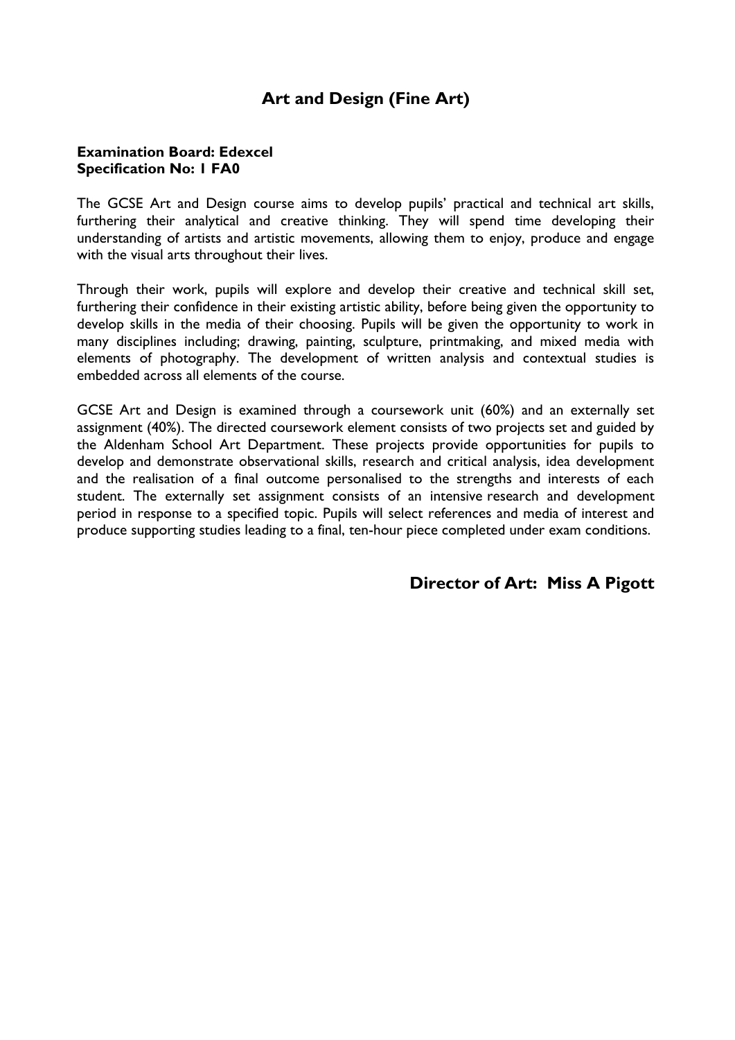## Art and Design (Fine Art)

**Examination Board: Edexcel**
**Specification No: 1 FA0**

The GCSE Art and Design course aims to develop pupils' practical and technical art skills, furthering their analytical and creative thinking. They will spend time developing their understanding of artists and artistic movements, allowing them to enjoy, produce and engage with the visual arts throughout their lives.

Through their work, pupils will explore and develop their creative and technical skill set, furthering their confidence in their existing artistic ability, before being given the opportunity to develop skills in the media of their choosing. Pupils will be given the opportunity to work in many disciplines including; drawing, painting, sculpture, printmaking, and mixed media with elements of photography. The development of written analysis and contextual studies is embedded across all elements of the course.

GCSE Art and Design is examined through a coursework unit (60%) and an externally set assignment (40%). The directed coursework element consists of two projects set and guided by the Aldenham School Art Department. These projects provide opportunities for pupils to develop and demonstrate observational skills, research and critical analysis, idea development and the realisation of a final outcome personalised to the strengths and interests of each student. The externally set assignment consists of an intensive research and development period in response to a specified topic. Pupils will select references and media of interest and produce supporting studies leading to a final, ten-hour piece completed under exam conditions.

**Director of Art: Miss A Pigott**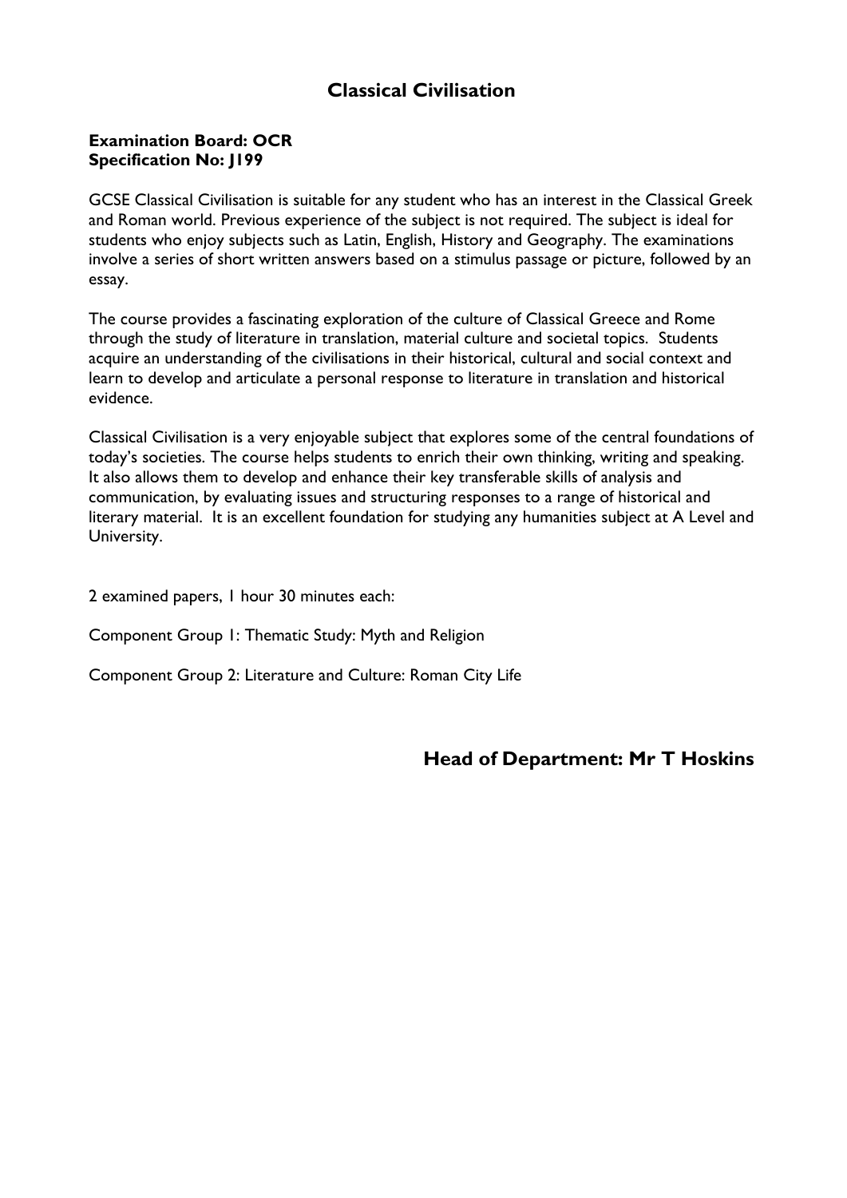# Classical Civilisation

**Examination Board: OCR**
**Specification No: J199**

GCSE Classical Civilisation is suitable for any student who has an interest in the Classical Greek and Roman world. Previous experience of the subject is not required. The subject is ideal for students who enjoy subjects such as Latin, English, History and Geography. The examinations involve a series of short written answers based on a stimulus passage or picture, followed by an essay.

The course provides a fascinating exploration of the culture of Classical Greece and Rome through the study of literature in translation, material culture and societal topics. Students acquire an understanding of the civilisations in their historical, cultural and social context and learn to develop and articulate a personal response to literature in translation and historical evidence.

Classical Civilisation is a very enjoyable subject that explores some of the central foundations of today's societies. The course helps students to enrich their own thinking, writing and speaking. It also allows them to develop and enhance their key transferable skills of analysis and communication, by evaluating issues and structuring responses to a range of historical and literary material. It is an excellent foundation for studying any humanities subject at A Level and University.

2 examined papers, 1 hour 30 minutes each:

Component Group 1: Thematic Study: Myth and Religion

Component Group 2: Literature and Culture: Roman City Life

## Head of Department: Mr T Hoskins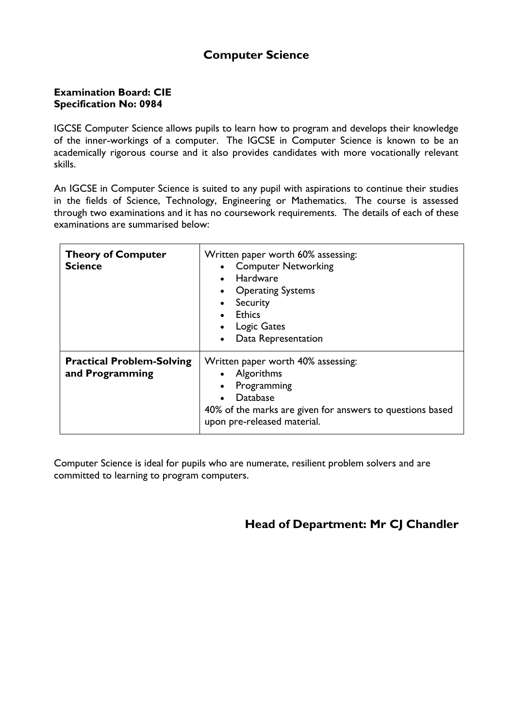# Computer Science

**Examination Board: CIE**
**Specification No: 0984**

IGCSE Computer Science allows pupils to learn how to program and develops their knowledge of the inner-workings of a computer. The IGCSE in Computer Science is known to be an academically rigorous course and it also provides candidates with more vocationally relevant skills.

An IGCSE in Computer Science is suited to any pupil with aspirations to continue their studies in the fields of Science, Technology, Engineering or Mathematics. The course is assessed through two examinations and it has no coursework requirements. The details of each of these examinations are summarised below:

| **Theory of Computer Science** | Written paper worth 60% assessing:<br>• Computer Networking<br>• Hardware<br>• Operating Systems<br>• Security<br>• Ethics<br>• Logic Gates<br>• Data Representation |
|---|---|
| **Practical Problem-Solving and Programming** | Written paper worth 40% assessing:<br>• Algorithms<br>• Programming<br>• Database<br>40% of the marks are given for answers to questions based upon pre-released material. |

Computer Science is ideal for pupils who are numerate, resilient problem solvers and are committed to learning to program computers.

## Head of Department: Mr CJ Chandler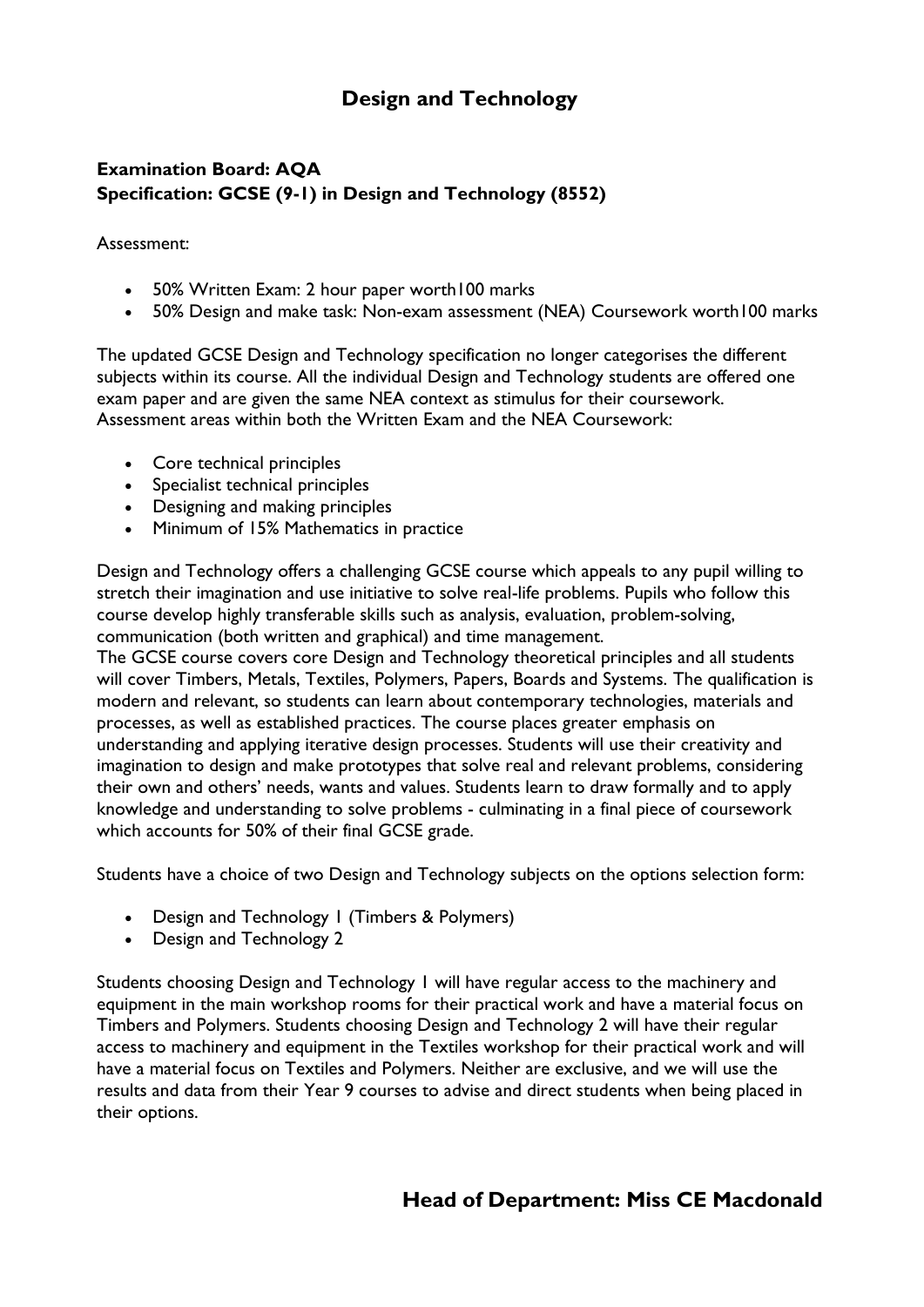# Design and Technology

**Examination Board: AQA**
**Specification: GCSE (9-1) in Design and Technology (8552)**

Assessment:

- 50% Written Exam: 2 hour paper worth100 marks
- 50% Design and make task: Non-exam assessment (NEA) Coursework worth100 marks

The updated GCSE Design and Technology specification no longer categorises the different subjects within its course. All the individual Design and Technology students are offered one exam paper and are given the same NEA context as stimulus for their coursework. Assessment areas within both the Written Exam and the NEA Coursework:

- Core technical principles
- Specialist technical principles
- Designing and making principles
- Minimum of 15% Mathematics in practice

Design and Technology offers a challenging GCSE course which appeals to any pupil willing to stretch their imagination and use initiative to solve real-life problems. Pupils who follow this course develop highly transferable skills such as analysis, evaluation, problem-solving, communication (both written and graphical) and time management.
The GCSE course covers core Design and Technology theoretical principles and all students will cover Timbers, Metals, Textiles, Polymers, Papers, Boards and Systems. The qualification is modern and relevant, so students can learn about contemporary technologies, materials and processes, as well as established practices. The course places greater emphasis on understanding and applying iterative design processes. Students will use their creativity and imagination to design and make prototypes that solve real and relevant problems, considering their own and others' needs, wants and values. Students learn to draw formally and to apply knowledge and understanding to solve problems - culminating in a final piece of coursework which accounts for 50% of their final GCSE grade.

Students have a choice of two Design and Technology subjects on the options selection form:

- Design and Technology 1 (Timbers & Polymers)
- Design and Technology 2

Students choosing Design and Technology 1 will have regular access to the machinery and equipment in the main workshop rooms for their practical work and have a material focus on Timbers and Polymers. Students choosing Design and Technology 2 will have their regular access to machinery and equipment in the Textiles workshop for their practical work and will have a material focus on Textiles and Polymers. Neither are exclusive, and we will use the results and data from their Year 9 courses to advise and direct students when being placed in their options.

## Head of Department: Miss CE Macdonald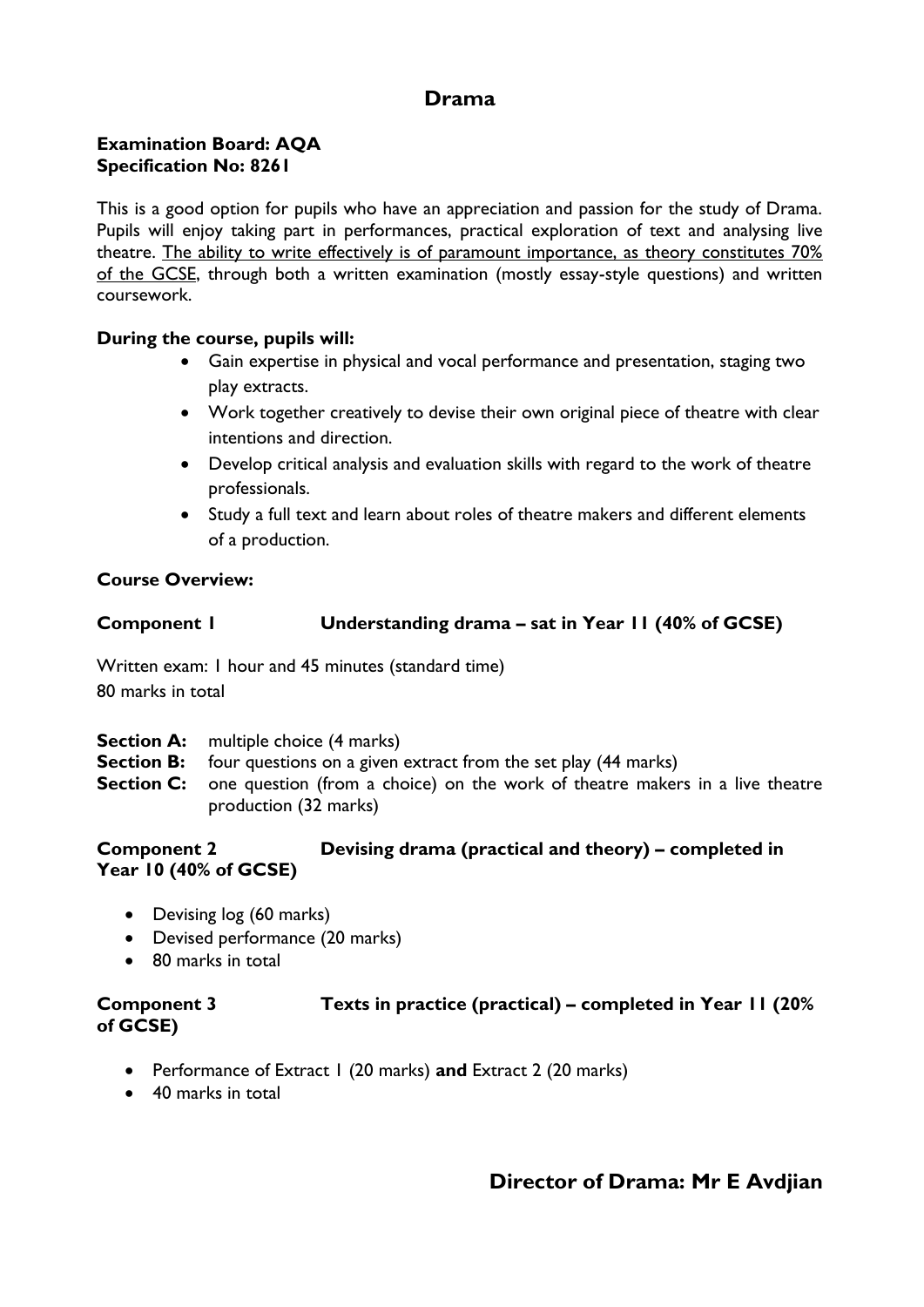# Drama

**Examination Board: AQA**
**Specification No: 8261**

This is a good option for pupils who have an appreciation and passion for the study of Drama. Pupils will enjoy taking part in performances, practical exploration of text and analysing live theatre. <u>The ability to write effectively is of paramount importance, as theory constitutes 70% of the GCSE</u>, through both a written examination (mostly essay-style questions) and written coursework.

**During the course, pupils will:**

- Gain expertise in physical and vocal performance and presentation, staging two play extracts.
- Work together creatively to devise their own original piece of theatre with clear intentions and direction.
- Develop critical analysis and evaluation skills with regard to the work of theatre professionals.
- Study a full text and learn about roles of theatre makers and different elements of a production.

**Course Overview:**

**Component 1 Understanding drama – sat in Year 11 (40% of GCSE)**

Written exam: 1 hour and 45 minutes (standard time)
80 marks in total

**Section A:** multiple choice (4 marks)
**Section B:** four questions on a given extract from the set play (44 marks)
**Section C:** one question (from a choice) on the work of theatre makers in a live theatre production (32 marks)

**Component 2 Devising drama (practical and theory) – completed in Year 10 (40% of GCSE)**

- Devising log (60 marks)
- Devised performance (20 marks)
- 80 marks in total

**Component 3 Texts in practice (practical) – completed in Year 11 (20% of GCSE)**

- Performance of Extract 1 (20 marks) **and** Extract 2 (20 marks)
- 40 marks in total

**Director of Drama: Mr E Avdjian**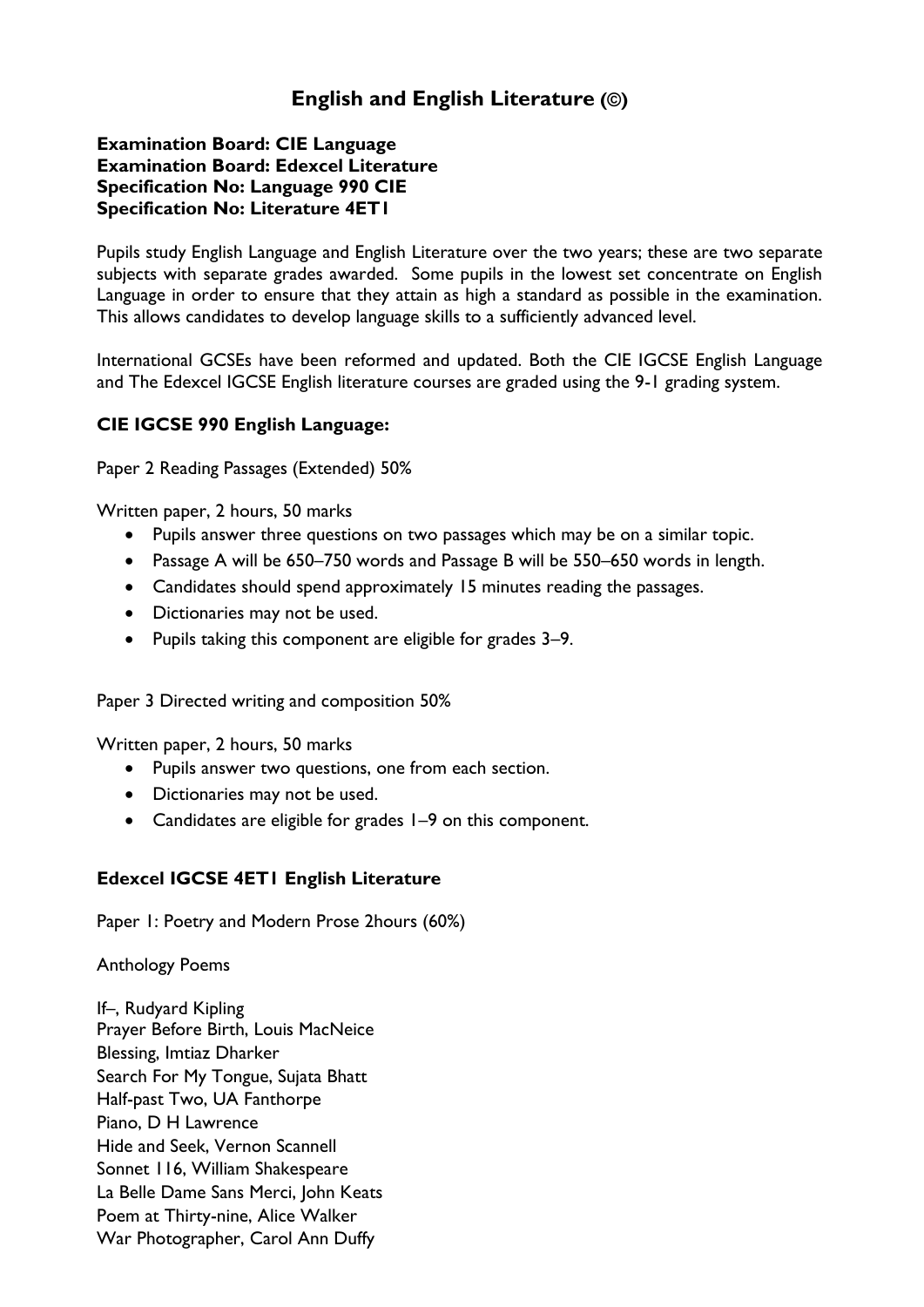# English and English Literature (©)

**Examination Board: CIE Language**
**Examination Board: Edexcel Literature**
**Specification No: Language 990 CIE**
**Specification No: Literature 4ET1**

Pupils study English Language and English Literature over the two years; these are two separate subjects with separate grades awarded. Some pupils in the lowest set concentrate on English Language in order to ensure that they attain as high a standard as possible in the examination. This allows candidates to develop language skills to a sufficiently advanced level.

International GCSEs have been reformed and updated. Both the CIE IGCSE English Language and The Edexcel IGCSE English literature courses are graded using the 9-1 grading system.

### CIE IGCSE 990 English Language:

Paper 2 Reading Passages (Extended) 50%

Written paper, 2 hours, 50 marks

- Pupils answer three questions on two passages which may be on a similar topic.
- Passage A will be 650–750 words and Passage B will be 550–650 words in length.
- Candidates should spend approximately 15 minutes reading the passages.
- Dictionaries may not be used.
- Pupils taking this component are eligible for grades 3–9.

Paper 3 Directed writing and composition 50%

Written paper, 2 hours, 50 marks

- Pupils answer two questions, one from each section.
- Dictionaries may not be used.
- Candidates are eligible for grades 1–9 on this component.

### Edexcel IGCSE 4ET1 English Literature

Paper 1: Poetry and Modern Prose 2hours (60%)

Anthology Poems

If–, Rudyard Kipling
Prayer Before Birth, Louis MacNeice
Blessing, Imtiaz Dharker
Search For My Tongue, Sujata Bhatt
Half-past Two, UA Fanthorpe
Piano, D H Lawrence
Hide and Seek, Vernon Scannell
Sonnet 116, William Shakespeare
La Belle Dame Sans Merci, John Keats
Poem at Thirty-nine, Alice Walker
War Photographer, Carol Ann Duffy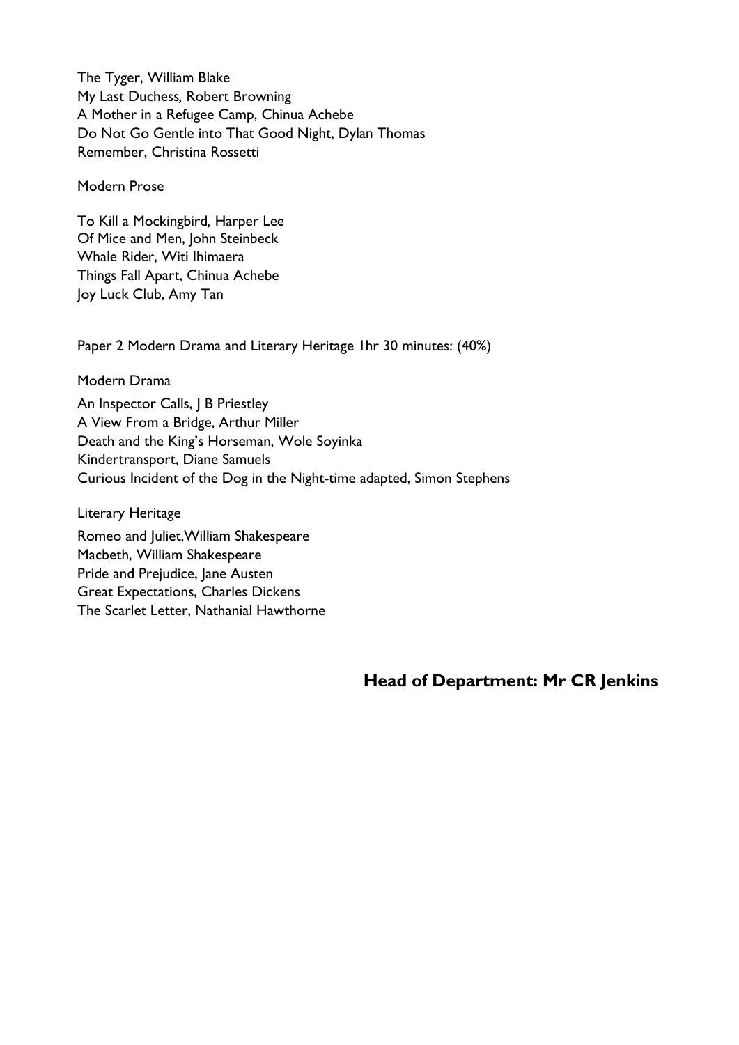The Tyger, William Blake
My Last Duchess, Robert Browning
A Mother in a Refugee Camp, Chinua Achebe
Do Not Go Gentle into That Good Night, Dylan Thomas
Remember, Christina Rossetti

Modern Prose

To Kill a Mockingbird, Harper Lee
Of Mice and Men, John Steinbeck
Whale Rider, Witi Ihimaera
Things Fall Apart, Chinua Achebe
Joy Luck Club, Amy Tan

Paper 2 Modern Drama and Literary Heritage 1hr 30 minutes: (40%)

Modern Drama

An Inspector Calls, J B Priestley
A View From a Bridge, Arthur Miller
Death and the King's Horseman, Wole Soyinka
Kindertransport, Diane Samuels
Curious Incident of the Dog in the Night-time adapted, Simon Stephens

Literary Heritage

Romeo and Juliet,William Shakespeare
Macbeth, William Shakespeare
Pride and Prejudice, Jane Austen
Great Expectations, Charles Dickens
The Scarlet Letter, Nathanial Hawthorne

**Head of Department: Mr CR Jenkins**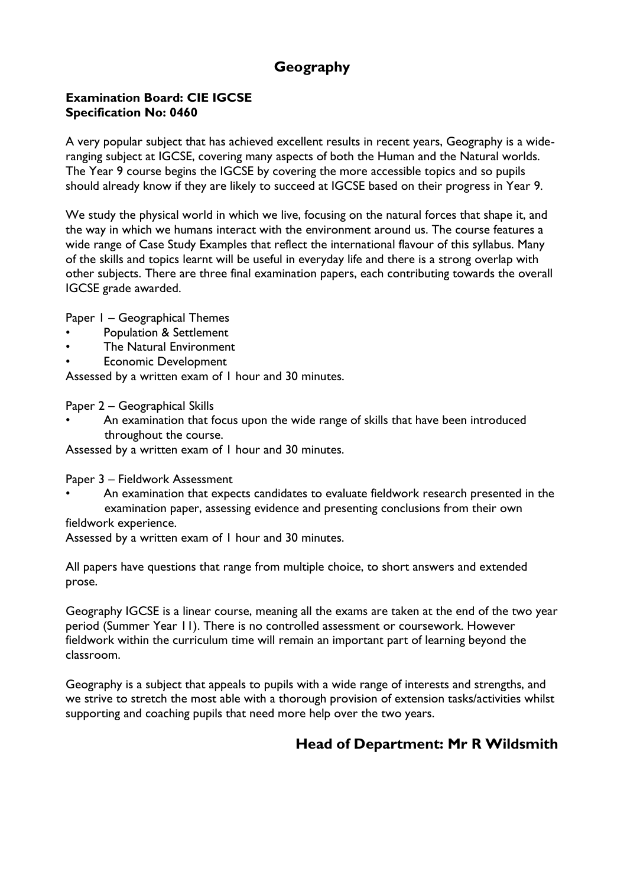# Geography

**Examination Board: CIE IGCSE**
**Specification No: 0460**

A very popular subject that has achieved excellent results in recent years, Geography is a wide-ranging subject at IGCSE, covering many aspects of both the Human and the Natural worlds. The Year 9 course begins the IGCSE by covering the more accessible topics and so pupils should already know if they are likely to succeed at IGCSE based on their progress in Year 9.

We study the physical world in which we live, focusing on the natural forces that shape it, and the way in which we humans interact with the environment around us. The course features a wide range of Case Study Examples that reflect the international flavour of this syllabus. Many of the skills and topics learnt will be useful in everyday life and there is a strong overlap with other subjects. There are three final examination papers, each contributing towards the overall IGCSE grade awarded.

Paper 1 – Geographical Themes

- Population & Settlement
- The Natural Environment
- Economic Development

Assessed by a written exam of 1 hour and 30 minutes.

Paper 2 – Geographical Skills

- An examination that focus upon the wide range of skills that have been introduced throughout the course.

Assessed by a written exam of 1 hour and 30 minutes.

Paper 3 – Fieldwork Assessment

- An examination that expects candidates to evaluate fieldwork research presented in the examination paper, assessing evidence and presenting conclusions from their own fieldwork experience.

Assessed by a written exam of 1 hour and 30 minutes.

All papers have questions that range from multiple choice, to short answers and extended prose.

Geography IGCSE is a linear course, meaning all the exams are taken at the end of the two year period (Summer Year 11). There is no controlled assessment or coursework. However fieldwork within the curriculum time will remain an important part of learning beyond the classroom.

Geography is a subject that appeals to pupils with a wide range of interests and strengths, and we strive to stretch the most able with a thorough provision of extension tasks/activities whilst supporting and coaching pupils that need more help over the two years.

**Head of Department: Mr R Wildsmith**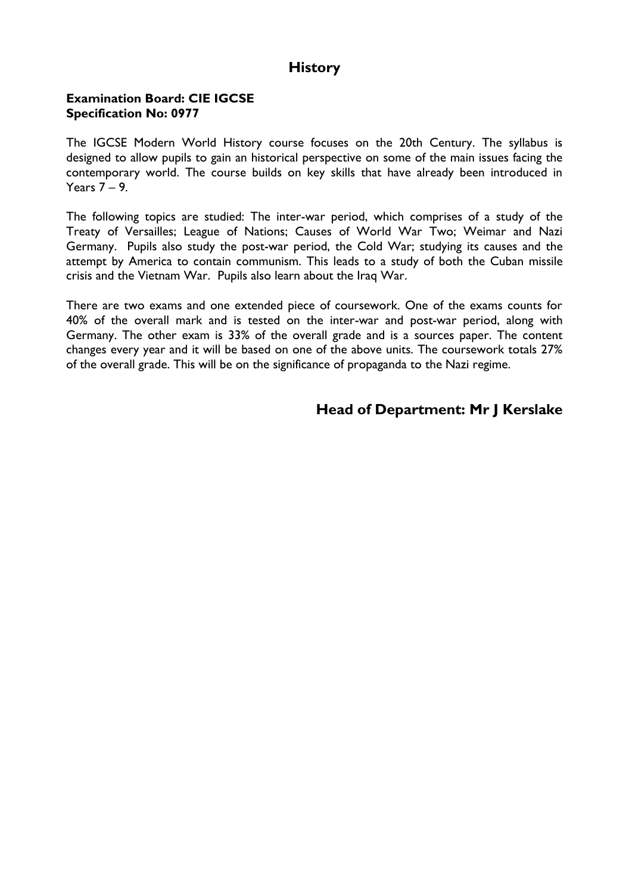# History

**Examination Board: CIE IGCSE**
**Specification No: 0977**

The IGCSE Modern World History course focuses on the 20th Century. The syllabus is designed to allow pupils to gain an historical perspective on some of the main issues facing the contemporary world. The course builds on key skills that have already been introduced in Years 7 – 9.

The following topics are studied: The inter-war period, which comprises of a study of the Treaty of Versailles; League of Nations; Causes of World War Two; Weimar and Nazi Germany. Pupils also study the post-war period, the Cold War; studying its causes and the attempt by America to contain communism. This leads to a study of both the Cuban missile crisis and the Vietnam War. Pupils also learn about the Iraq War.

There are two exams and one extended piece of coursework. One of the exams counts for 40% of the overall mark and is tested on the inter-war and post-war period, along with Germany. The other exam is 33% of the overall grade and is a sources paper. The content changes every year and it will be based on one of the above units. The coursework totals 27% of the overall grade. This will be on the significance of propaganda to the Nazi regime.

## Head of Department: Mr J Kerslake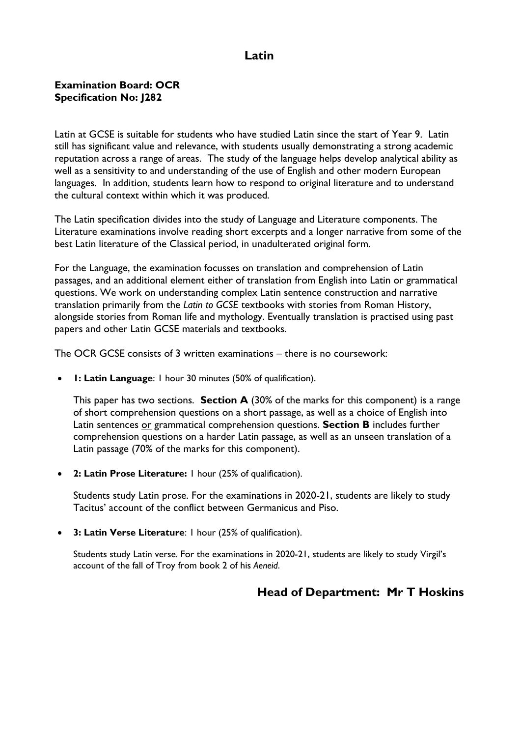# Latin

**Examination Board: OCR**
**Specification No: J282**

Latin at GCSE is suitable for students who have studied Latin since the start of Year 9. Latin still has significant value and relevance, with students usually demonstrating a strong academic reputation across a range of areas. The study of the language helps develop analytical ability as well as a sensitivity to and understanding of the use of English and other modern European languages. In addition, students learn how to respond to original literature and to understand the cultural context within which it was produced.

The Latin specification divides into the study of Language and Literature components. The Literature examinations involve reading short excerpts and a longer narrative from some of the best Latin literature of the Classical period, in unadulterated original form.

For the Language, the examination focusses on translation and comprehension of Latin passages, and an additional element either of translation from English into Latin or grammatical questions. We work on understanding complex Latin sentence construction and narrative translation primarily from the *Latin to GCSE* textbooks with stories from Roman History, alongside stories from Roman life and mythology. Eventually translation is practised using past papers and other Latin GCSE materials and textbooks.

The OCR GCSE consists of 3 written examinations – there is no coursework:

- **1: Latin Language**: 1 hour 30 minutes (50% of qualification).

  This paper has two sections. **Section A** (30% of the marks for this component) is a range of short comprehension questions on a short passage, as well as a choice of English into Latin sentences <u>or</u> grammatical comprehension questions. **Section B** includes further comprehension questions on a harder Latin passage, as well as an unseen translation of a Latin passage (70% of the marks for this component).

- **2: Latin Prose Literature:** 1 hour (25% of qualification).

  Students study Latin prose. For the examinations in 2020-21, students are likely to study Tacitus' account of the conflict between Germanicus and Piso.

- **3: Latin Verse Literature**: 1 hour (25% of qualification).

  Students study Latin verse. For the examinations in 2020-21, students are likely to study Virgil's account of the fall of Troy from book 2 of his *Aeneid*.

## Head of Department: Mr T Hoskins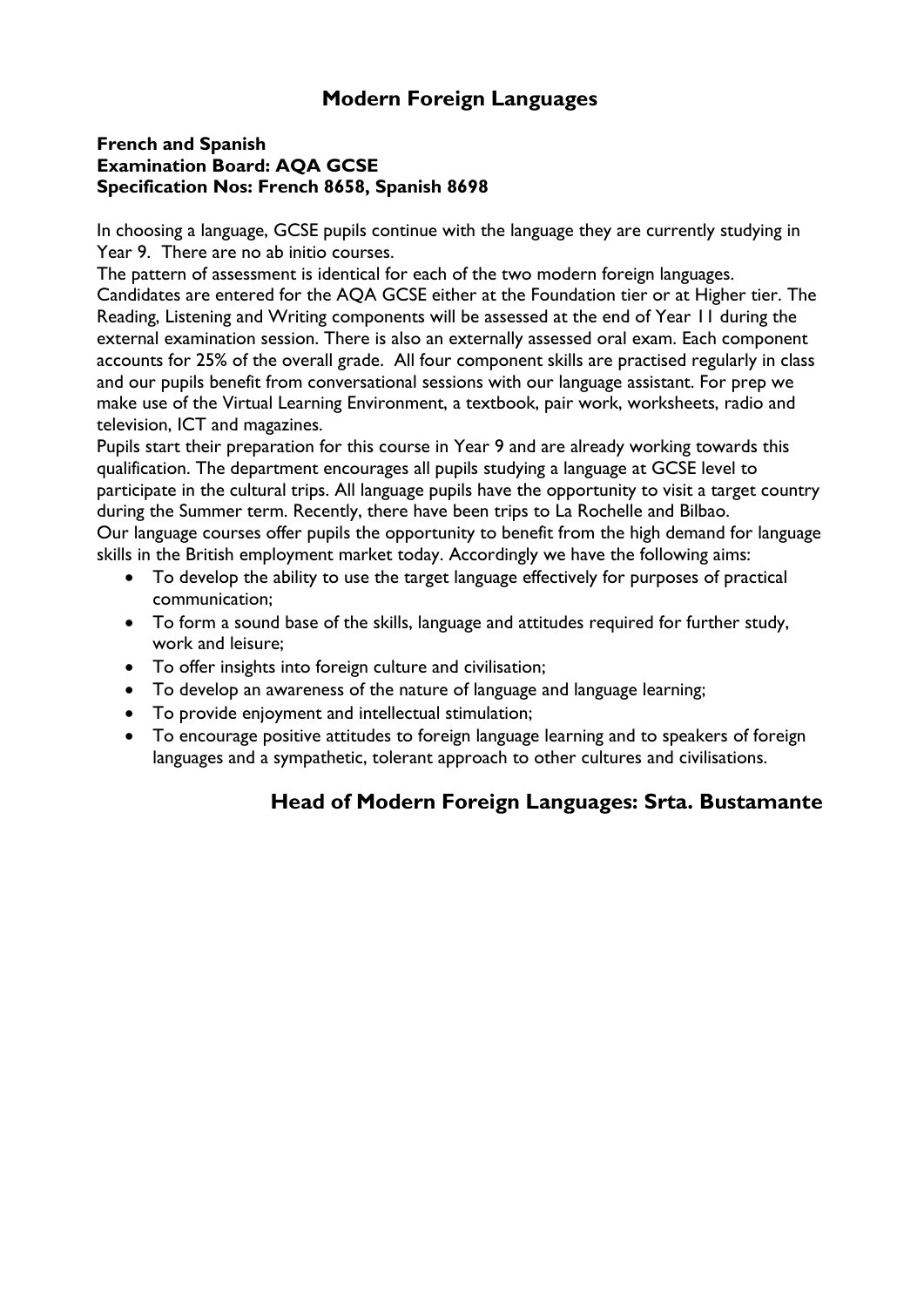# Modern Foreign Languages

**French and Spanish**
**Examination Board: AQA GCSE**
**Specification Nos: French 8658, Spanish 8698**

In choosing a language, GCSE pupils continue with the language they are currently studying in Year 9. There are no ab initio courses.

The pattern of assessment is identical for each of the two modern foreign languages. Candidates are entered for the AQA GCSE either at the Foundation tier or at Higher tier. The Reading, Listening and Writing components will be assessed at the end of Year 11 during the external examination session. There is also an externally assessed oral exam. Each component accounts for 25% of the overall grade. All four component skills are practised regularly in class and our pupils benefit from conversational sessions with our language assistant. For prep we make use of the Virtual Learning Environment, a textbook, pair work, worksheets, radio and television, ICT and magazines.

Pupils start their preparation for this course in Year 9 and are already working towards this qualification. The department encourages all pupils studying a language at GCSE level to participate in the cultural trips. All language pupils have the opportunity to visit a target country during the Summer term. Recently, there have been trips to La Rochelle and Bilbao.

Our language courses offer pupils the opportunity to benefit from the high demand for language skills in the British employment market today. Accordingly we have the following aims:

- To develop the ability to use the target language effectively for purposes of practical communication;
- To form a sound base of the skills, language and attitudes required for further study, work and leisure;
- To offer insights into foreign culture and civilisation;
- To develop an awareness of the nature of language and language learning;
- To provide enjoyment and intellectual stimulation;
- To encourage positive attitudes to foreign language learning and to speakers of foreign languages and a sympathetic, tolerant approach to other cultures and civilisations.

## Head of Modern Foreign Languages: Srta. Bustamante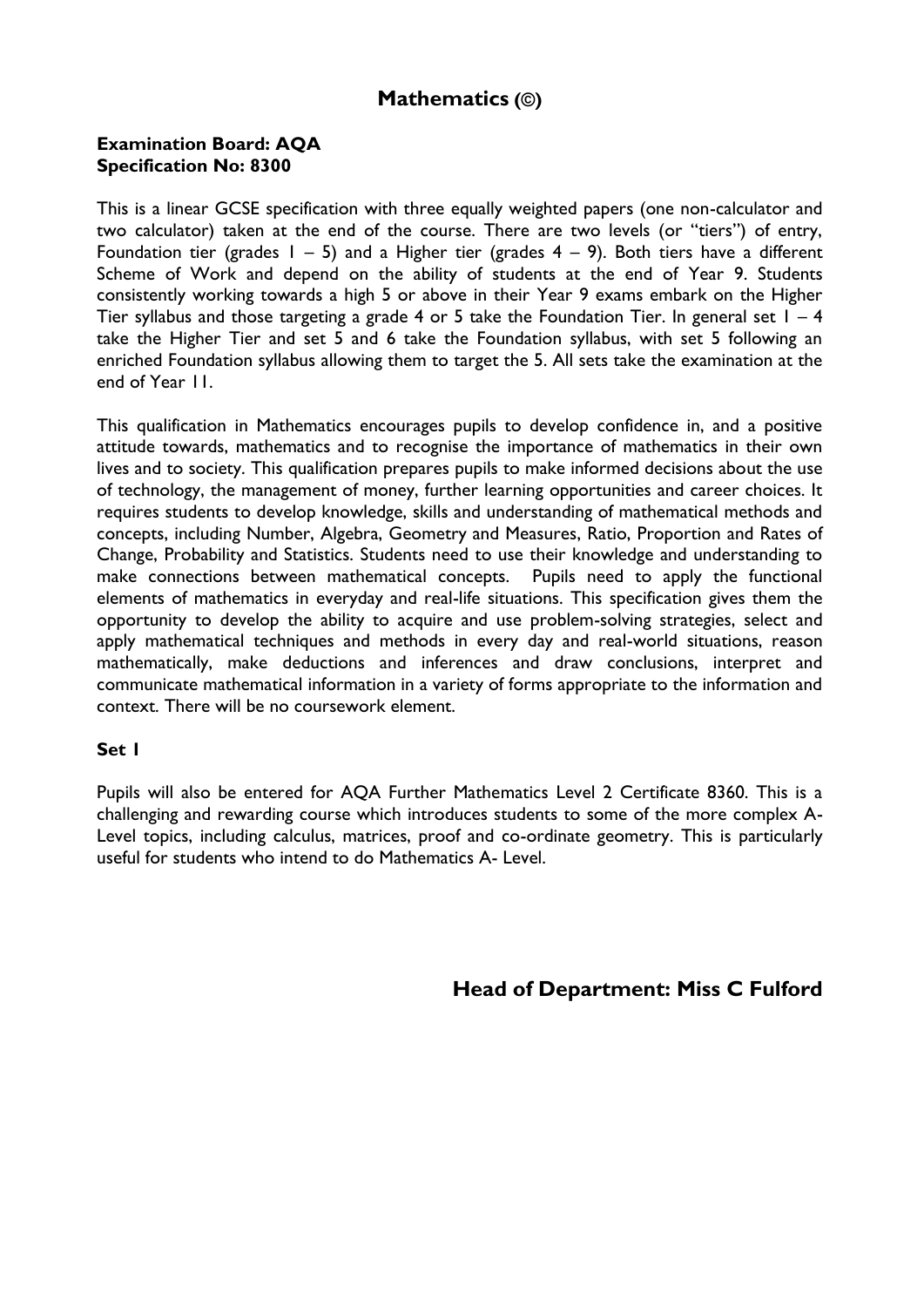# Mathematics (©)

**Examination Board: AQA**
**Specification No: 8300**

This is a linear GCSE specification with three equally weighted papers (one non-calculator and two calculator) taken at the end of the course. There are two levels (or "tiers") of entry, Foundation tier (grades 1 – 5) and a Higher tier (grades 4 – 9). Both tiers have a different Scheme of Work and depend on the ability of students at the end of Year 9. Students consistently working towards a high 5 or above in their Year 9 exams embark on the Higher Tier syllabus and those targeting a grade 4 or 5 take the Foundation Tier. In general set 1 – 4 take the Higher Tier and set 5 and 6 take the Foundation syllabus, with set 5 following an enriched Foundation syllabus allowing them to target the 5. All sets take the examination at the end of Year 11.

This qualification in Mathematics encourages pupils to develop confidence in, and a positive attitude towards, mathematics and to recognise the importance of mathematics in their own lives and to society. This qualification prepares pupils to make informed decisions about the use of technology, the management of money, further learning opportunities and career choices. It requires students to develop knowledge, skills and understanding of mathematical methods and concepts, including Number, Algebra, Geometry and Measures, Ratio, Proportion and Rates of Change, Probability and Statistics. Students need to use their knowledge and understanding to make connections between mathematical concepts. Pupils need to apply the functional elements of mathematics in everyday and real-life situations. This specification gives them the opportunity to develop the ability to acquire and use problem-solving strategies, select and apply mathematical techniques and methods in every day and real-world situations, reason mathematically, make deductions and inferences and draw conclusions, interpret and communicate mathematical information in a variety of forms appropriate to the information and context. There will be no coursework element.

**Set 1**

Pupils will also be entered for AQA Further Mathematics Level 2 Certificate 8360. This is a challenging and rewarding course which introduces students to some of the more complex A-Level topics, including calculus, matrices, proof and co-ordinate geometry. This is particularly useful for students who intend to do Mathematics A- Level.

## Head of Department: Miss C Fulford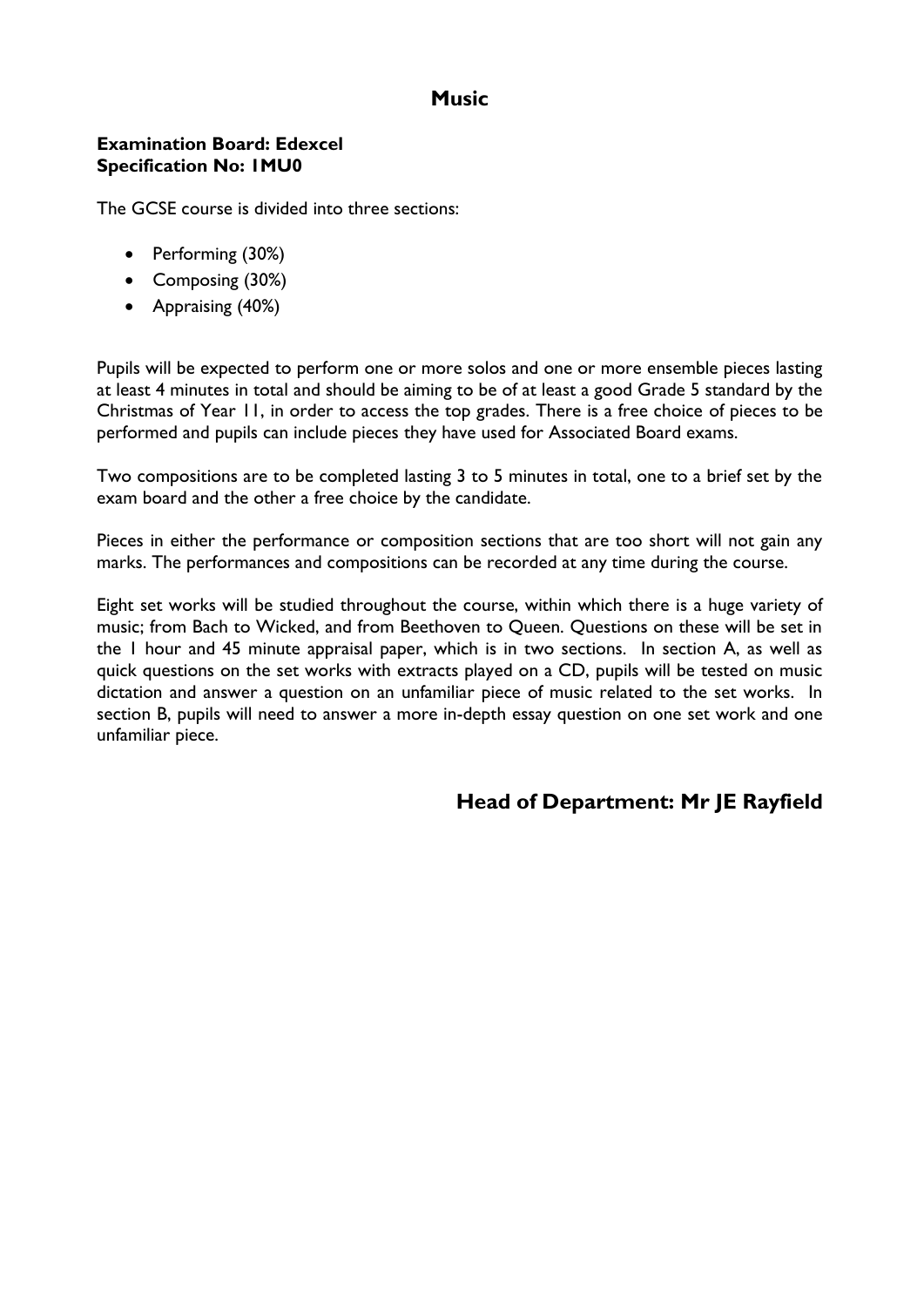# Music

**Examination Board: Edexcel**
**Specification No: 1MU0**

The GCSE course is divided into three sections:

- Performing (30%)
- Composing (30%)
- Appraising (40%)

Pupils will be expected to perform one or more solos and one or more ensemble pieces lasting at least 4 minutes in total and should be aiming to be of at least a good Grade 5 standard by the Christmas of Year 11, in order to access the top grades. There is a free choice of pieces to be performed and pupils can include pieces they have used for Associated Board exams.

Two compositions are to be completed lasting 3 to 5 minutes in total, one to a brief set by the exam board and the other a free choice by the candidate.

Pieces in either the performance or composition sections that are too short will not gain any marks. The performances and compositions can be recorded at any time during the course.

Eight set works will be studied throughout the course, within which there is a huge variety of music; from Bach to Wicked, and from Beethoven to Queen. Questions on these will be set in the 1 hour and 45 minute appraisal paper, which is in two sections. In section A, as well as quick questions on the set works with extracts played on a CD, pupils will be tested on music dictation and answer a question on an unfamiliar piece of music related to the set works. In section B, pupils will need to answer a more in-depth essay question on one set work and one unfamiliar piece.

## Head of Department: Mr JE Rayfield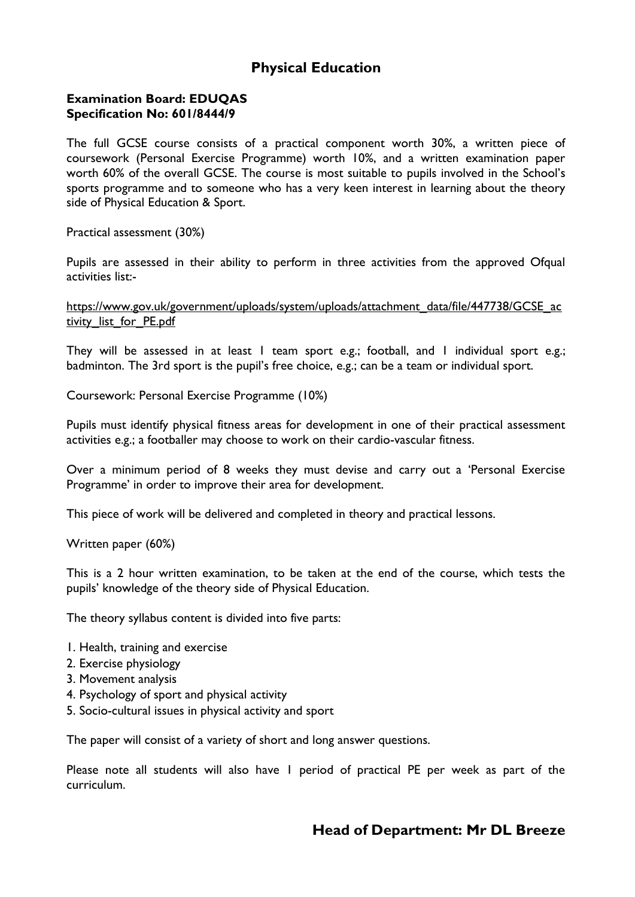# Physical Education

**Examination Board: EDUQAS**
**Specification No: 601/8444/9**

The full GCSE course consists of a practical component worth 30%, a written piece of coursework (Personal Exercise Programme) worth 10%, and a written examination paper worth 60% of the overall GCSE. The course is most suitable to pupils involved in the School's sports programme and to someone who has a very keen interest in learning about the theory side of Physical Education & Sport.

Practical assessment (30%)

Pupils are assessed in their ability to perform in three activities from the approved Ofqual activities list:-

https://www.gov.uk/government/uploads/system/uploads/attachment_data/file/447738/GCSE_activity_list_for_PE.pdf

They will be assessed in at least 1 team sport e.g.; football, and 1 individual sport e.g.; badminton. The 3rd sport is the pupil's free choice, e.g.; can be a team or individual sport.

Coursework: Personal Exercise Programme (10%)

Pupils must identify physical fitness areas for development in one of their practical assessment activities e.g.; a footballer may choose to work on their cardio-vascular fitness.

Over a minimum period of 8 weeks they must devise and carry out a 'Personal Exercise Programme' in order to improve their area for development.

This piece of work will be delivered and completed in theory and practical lessons.

Written paper (60%)

This is a 2 hour written examination, to be taken at the end of the course, which tests the pupils' knowledge of the theory side of Physical Education.

The theory syllabus content is divided into five parts:

1. Health, training and exercise
2. Exercise physiology
3. Movement analysis
4. Psychology of sport and physical activity
5. Socio-cultural issues in physical activity and sport

The paper will consist of a variety of short and long answer questions.

Please note all students will also have 1 period of practical PE per week as part of the curriculum.

## Head of Department: Mr DL Breeze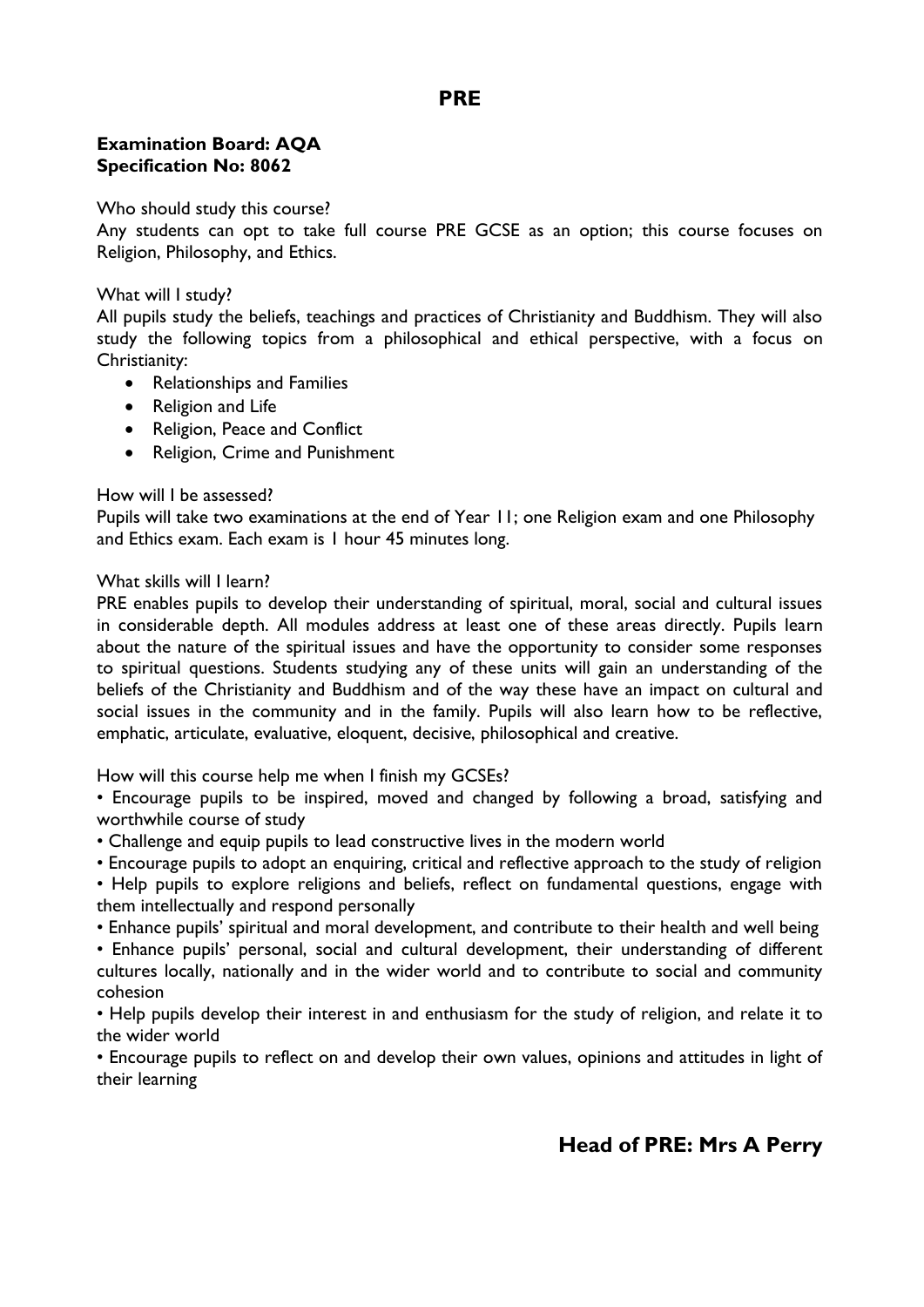# PRE

**Examination Board: AQA**
**Specification No: 8062**

Who should study this course?
Any students can opt to take full course PRE GCSE as an option; this course focuses on Religion, Philosophy, and Ethics.

What will I study?
All pupils study the beliefs, teachings and practices of Christianity and Buddhism. They will also study the following topics from a philosophical and ethical perspective, with a focus on Christianity:

- Relationships and Families
- Religion and Life
- Religion, Peace and Conflict
- Religion, Crime and Punishment

How will I be assessed?
Pupils will take two examinations at the end of Year 11; one Religion exam and one Philosophy and Ethics exam. Each exam is 1 hour 45 minutes long.

What skills will I learn?
PRE enables pupils to develop their understanding of spiritual, moral, social and cultural issues in considerable depth. All modules address at least one of these areas directly. Pupils learn about the nature of the spiritual issues and have the opportunity to consider some responses to spiritual questions. Students studying any of these units will gain an understanding of the beliefs of the Christianity and Buddhism and of the way these have an impact on cultural and social issues in the community and in the family. Pupils will also learn how to be reflective, emphatic, articulate, evaluative, eloquent, decisive, philosophical and creative.

How will this course help me when I finish my GCSEs?

• Encourage pupils to be inspired, moved and changed by following a broad, satisfying and worthwhile course of study
• Challenge and equip pupils to lead constructive lives in the modern world
• Encourage pupils to adopt an enquiring, critical and reflective approach to the study of religion
• Help pupils to explore religions and beliefs, reflect on fundamental questions, engage with them intellectually and respond personally
• Enhance pupils' spiritual and moral development, and contribute to their health and well being
• Enhance pupils' personal, social and cultural development, their understanding of different cultures locally, nationally and in the wider world and to contribute to social and community cohesion
• Help pupils develop their interest in and enthusiasm for the study of religion, and relate it to the wider world
• Encourage pupils to reflect on and develop their own values, opinions and attitudes in light of their learning

## Head of PRE: Mrs A Perry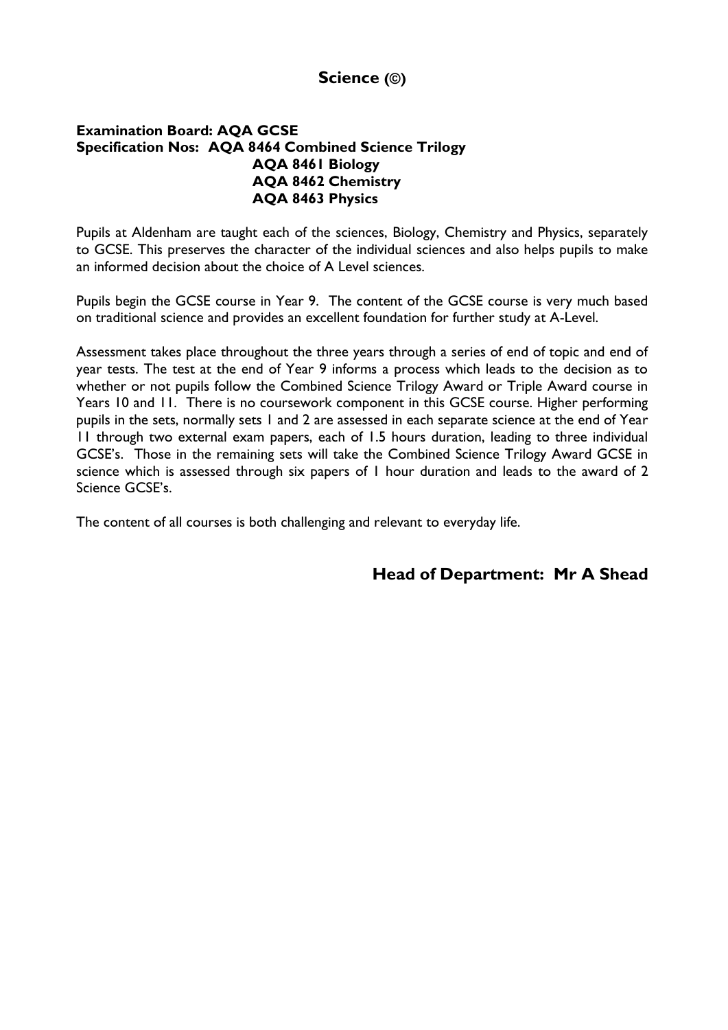## Science (©)

**Examination Board: AQA GCSE**
**Specification Nos: AQA 8464 Combined Science Trilogy**
**AQA 8461 Biology**
**AQA 8462 Chemistry**
**AQA 8463 Physics**

Pupils at Aldenham are taught each of the sciences, Biology, Chemistry and Physics, separately to GCSE. This preserves the character of the individual sciences and also helps pupils to make an informed decision about the choice of A Level sciences.

Pupils begin the GCSE course in Year 9. The content of the GCSE course is very much based on traditional science and provides an excellent foundation for further study at A-Level.

Assessment takes place throughout the three years through a series of end of topic and end of year tests. The test at the end of Year 9 informs a process which leads to the decision as to whether or not pupils follow the Combined Science Trilogy Award or Triple Award course in Years 10 and 11. There is no coursework component in this GCSE course. Higher performing pupils in the sets, normally sets 1 and 2 are assessed in each separate science at the end of Year 11 through two external exam papers, each of 1.5 hours duration, leading to three individual GCSE's. Those in the remaining sets will take the Combined Science Trilogy Award GCSE in science which is assessed through six papers of 1 hour duration and leads to the award of 2 Science GCSE's.

The content of all courses is both challenging and relevant to everyday life.

**Head of Department: Mr A Shead**